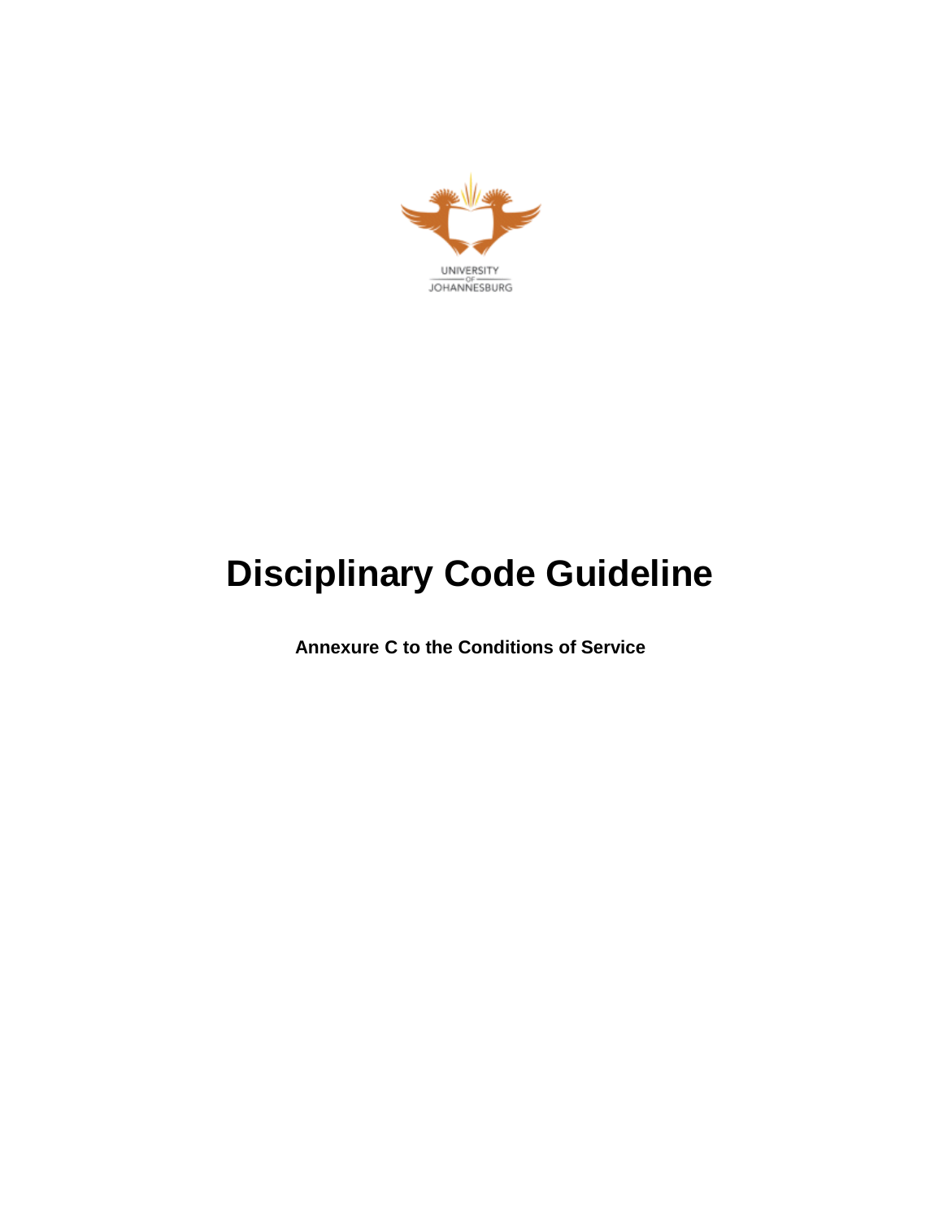UNIVERSITY
OF
JOHANNESBURG

# Disciplinary Code Guideline

**Annexure C to the Conditions of Service**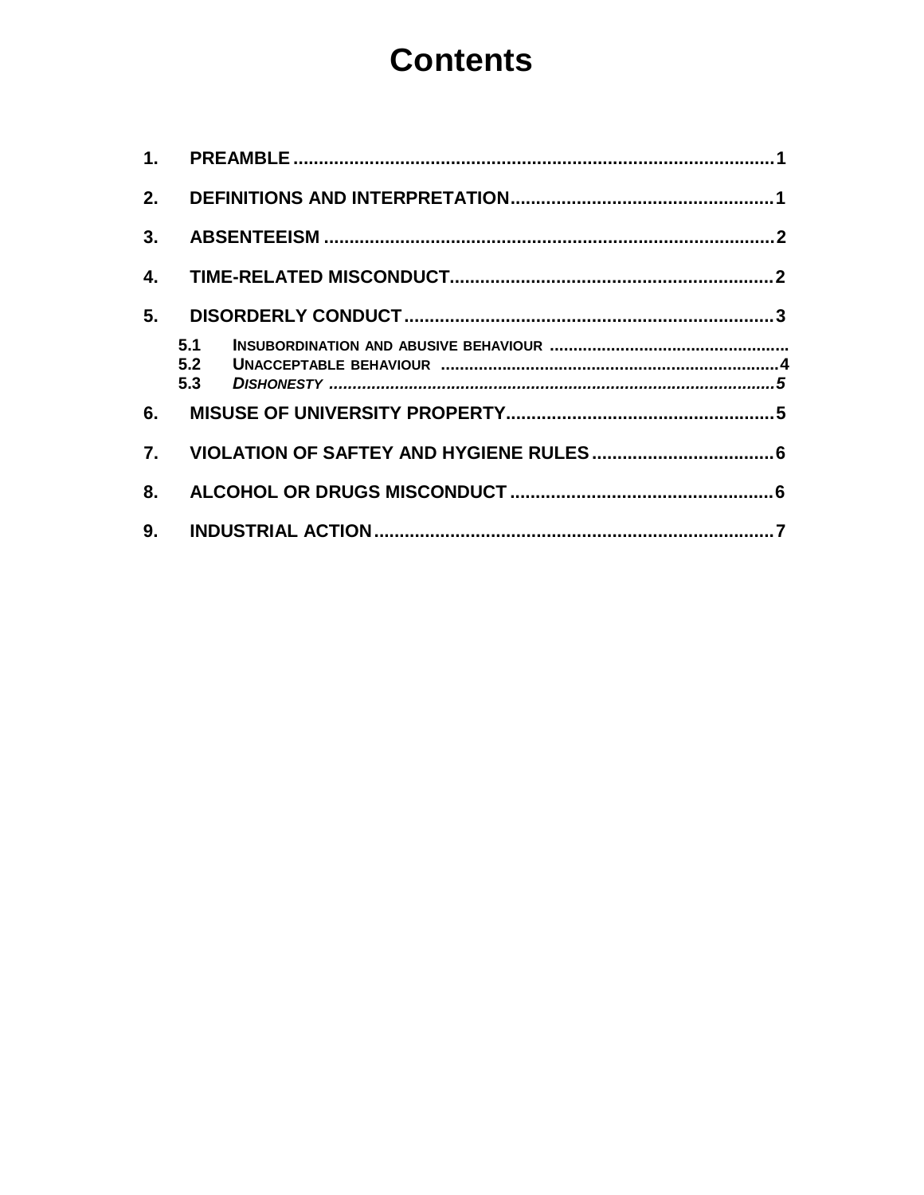# Contents

1. PREAMBLE ........................................................................................ 1

2. DEFINITIONS AND INTERPRETATION .................................................. 1

3. ABSENTEEISM ................................................................................... 2

4. TIME-RELATED MISCONDUCT ............................................................. 2

5. DISORDERLY CONDUCT ...................................................................... 3

   5.1 INSUBORDINATION AND ABUSIVE BEHAVIOUR ................................................
   5.2 UNACCEPTABLE BEHAVIOUR ...................................................................... 4
   5.3 *DISHONESTY* ............................................................................................ *5*

6. MISUSE OF UNIVERSITY PROPERTY ..................................................... 5

7. VIOLATION OF SAFTEY AND HYGIENE RULES ....................................... 6

8. ALCOHOL OR DRUGS MISCONDUCT ..................................................... 6

9. INDUSTRIAL ACTION ........................................................................... 7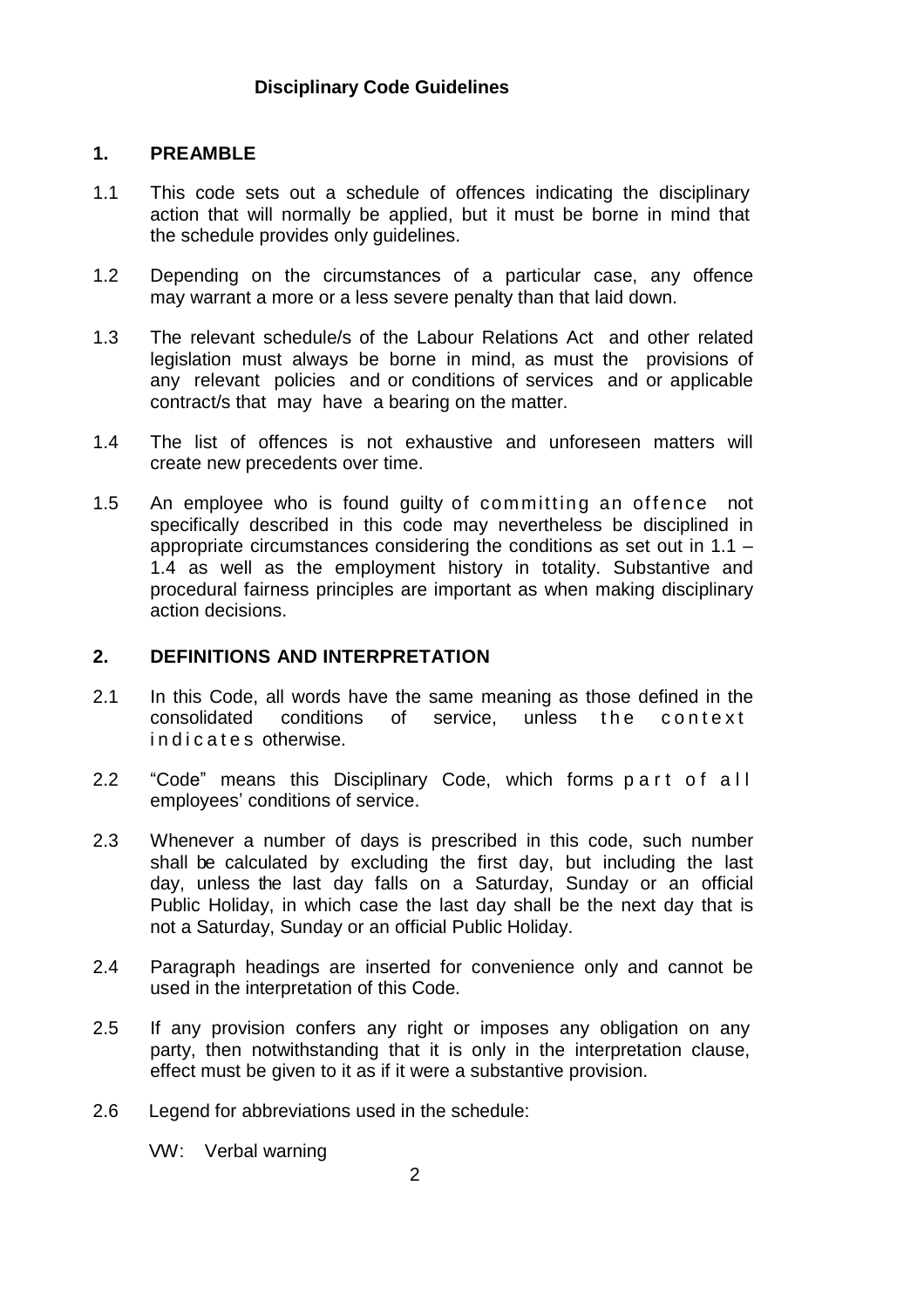**Disciplinary Code Guidelines**

## 1. PREAMBLE

1.1 This code sets out a schedule of offences indicating the disciplinary action that will normally be applied, but it must be borne in mind that the schedule provides only guidelines.

1.2 Depending on the circumstances of a particular case, any offence may warrant a more or a less severe penalty than that laid down.

1.3 The relevant schedule/s of the Labour Relations Act and other related legislation must always be borne in mind, as must the provisions of any relevant policies and or conditions of services and or applicable contract/s that may have a bearing on the matter.

1.4 The list of offences is not exhaustive and unforeseen matters will create new precedents over time.

1.5 An employee who is found guilty of committing an offence not specifically described in this code may nevertheless be disciplined in appropriate circumstances considering the conditions as set out in 1.1 – 1.4 as well as the employment history in totality. Substantive and procedural fairness principles are important as when making disciplinary action decisions.

## 2. DEFINITIONS AND INTERPRETATION

2.1 In this Code, all words have the same meaning as those defined in the consolidated conditions of service, unless the context indicates otherwise.

2.2 "Code" means this Disciplinary Code, which forms part of all employees' conditions of service.

2.3 Whenever a number of days is prescribed in this code, such number shall be calculated by excluding the first day, but including the last day, unless the last day falls on a Saturday, Sunday or an official Public Holiday, in which case the last day shall be the next day that is not a Saturday, Sunday or an official Public Holiday.

2.4 Paragraph headings are inserted for convenience only and cannot be used in the interpretation of this Code.

2.5 If any provision confers any right or imposes any obligation on any party, then notwithstanding that it is only in the interpretation clause, effect must be given to it as if it were a substantive provision.

2.6 Legend for abbreviations used in the schedule:

VW: Verbal warning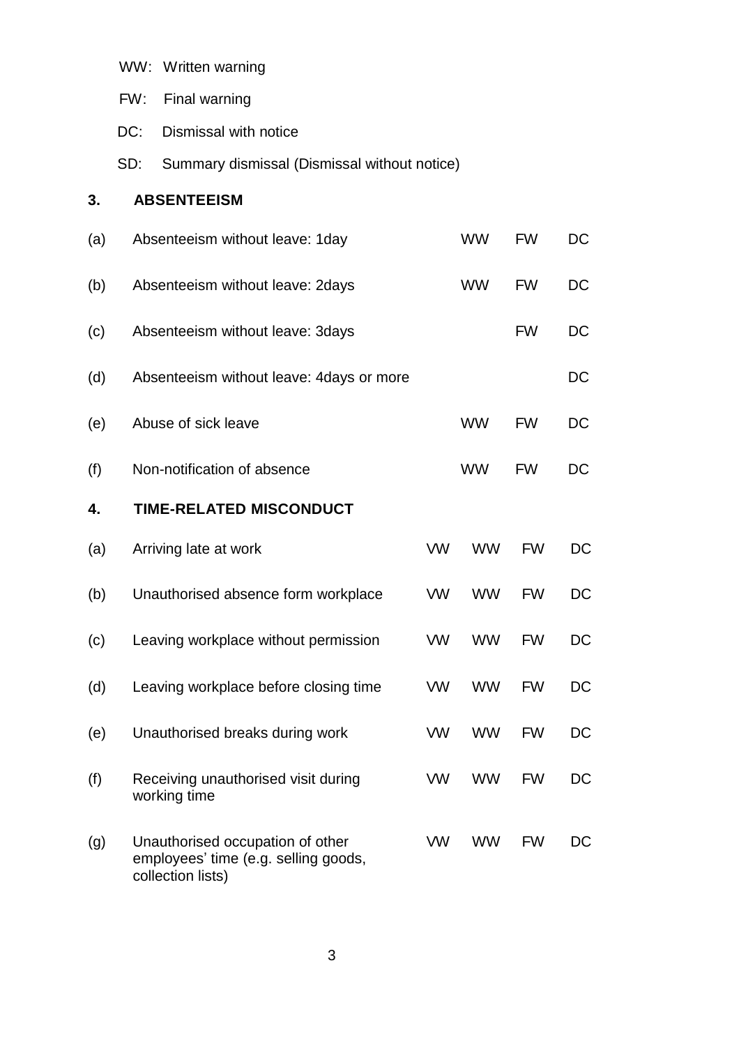- WW: Written warning
- FW: Final warning
- DC: Dismissal with notice
- SD: Summary dismissal (Dismissal without notice)

## 3. ABSENTEEISM

| | | | | |
|---|---|---|---|---|
| (a) | Absenteeism without leave: 1day | WW | FW | DC |
| (b) | Absenteeism without leave: 2days | WW | FW | DC |
| (c) | Absenteeism without leave: 3days | | FW | DC |
| (d) | Absenteeism without leave: 4days or more | | | DC |
| (e) | Abuse of sick leave | WW | FW | DC |
| (f) | Non-notification of absence | WW | FW | DC |

## 4. TIME-RELATED MISCONDUCT

| | | | | | |
|---|---|---|---|---|---|
| (a) | Arriving late at work | VW | WW | FW | DC |
| (b) | Unauthorised absence form workplace | VW | WW | FW | DC |
| (c) | Leaving workplace without permission | VW | WW | FW | DC |
| (d) | Leaving workplace before closing time | VW | WW | FW | DC |
| (e) | Unauthorised breaks during work | VW | WW | FW | DC |
| (f) | Receiving unauthorised visit during working time | VW | WW | FW | DC |
| (g) | Unauthorised occupation of other employees' time (e.g. selling goods, collection lists) | VW | WW | FW | DC |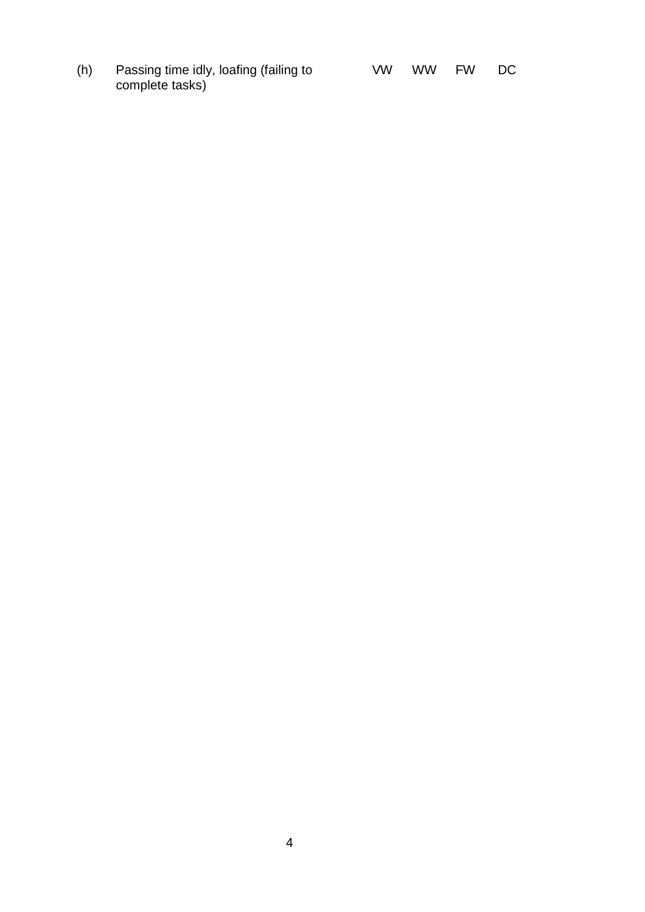| (h) | Passing time idly, loafing (failing to complete tasks) | VW | WW | FW | DC |
|---|---|---|---|---|---|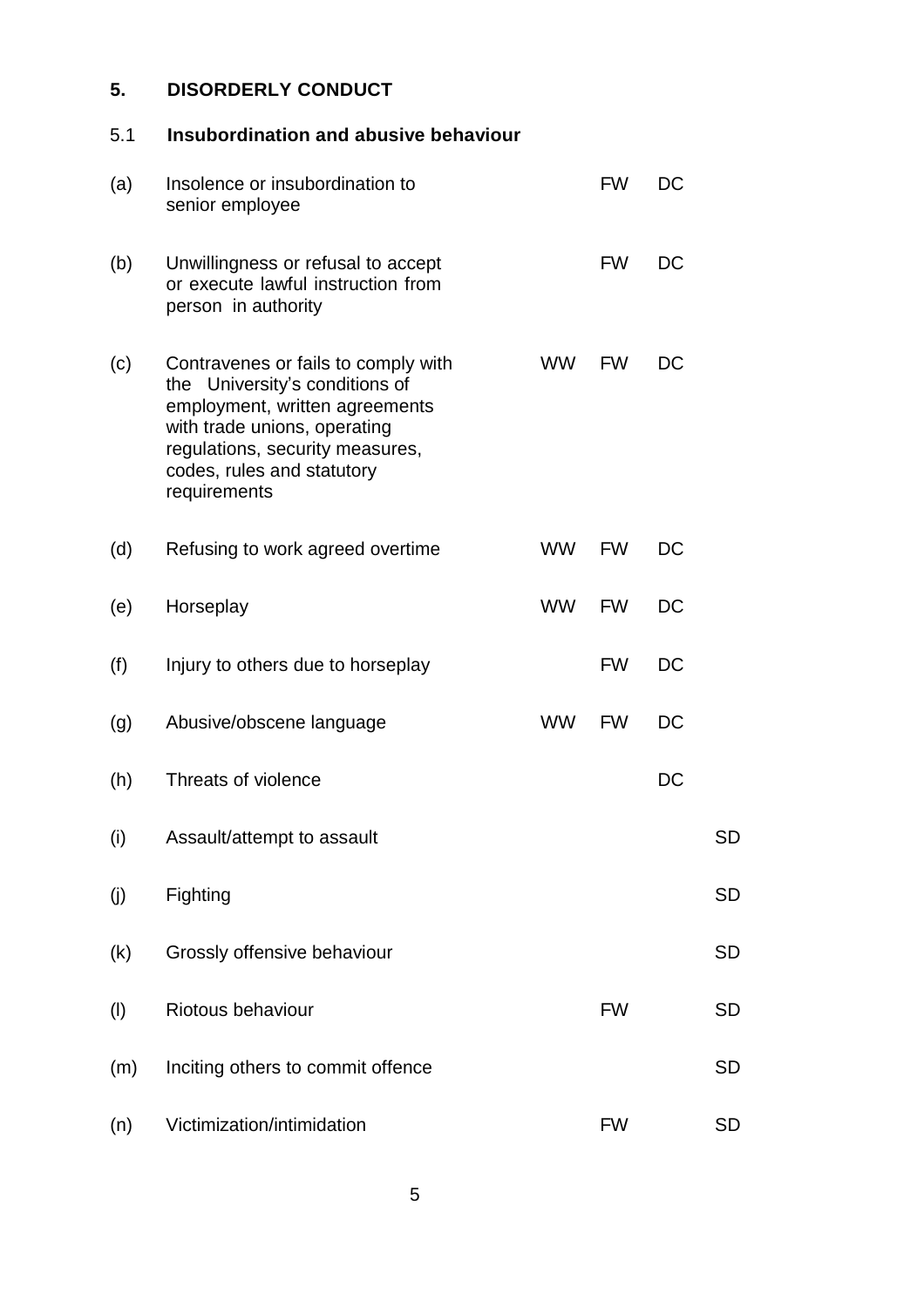## 5. DISORDERLY CONDUCT

### 5.1 Insubordination and abusive behaviour

| | | | | | |
|---|---|---|---|---|---|
| (a) | Insolence or insubordination to senior employee | | FW | DC | |
| (b) | Unwillingness or refusal to accept or execute lawful instruction from person in authority | | FW | DC | |
| (c) | Contravenes or fails to comply with the University's conditions of employment, written agreements with trade unions, operating regulations, security measures, codes, rules and statutory requirements | WW | FW | DC | |
| (d) | Refusing to work agreed overtime | WW | FW | DC | |
| (e) | Horseplay | WW | FW | DC | |
| (f) | Injury to others due to horseplay | | FW | DC | |
| (g) | Abusive/obscene language | WW | FW | DC | |
| (h) | Threats of violence | | | DC | |
| (i) | Assault/attempt to assault | | | | SD |
| (j) | Fighting | | | | SD |
| (k) | Grossly offensive behaviour | | | | SD |
| (l) | Riotous behaviour | | FW | | SD |
| (m) | Inciting others to commit offence | | | | SD |
| (n) | Victimization/intimidation | | FW | | SD |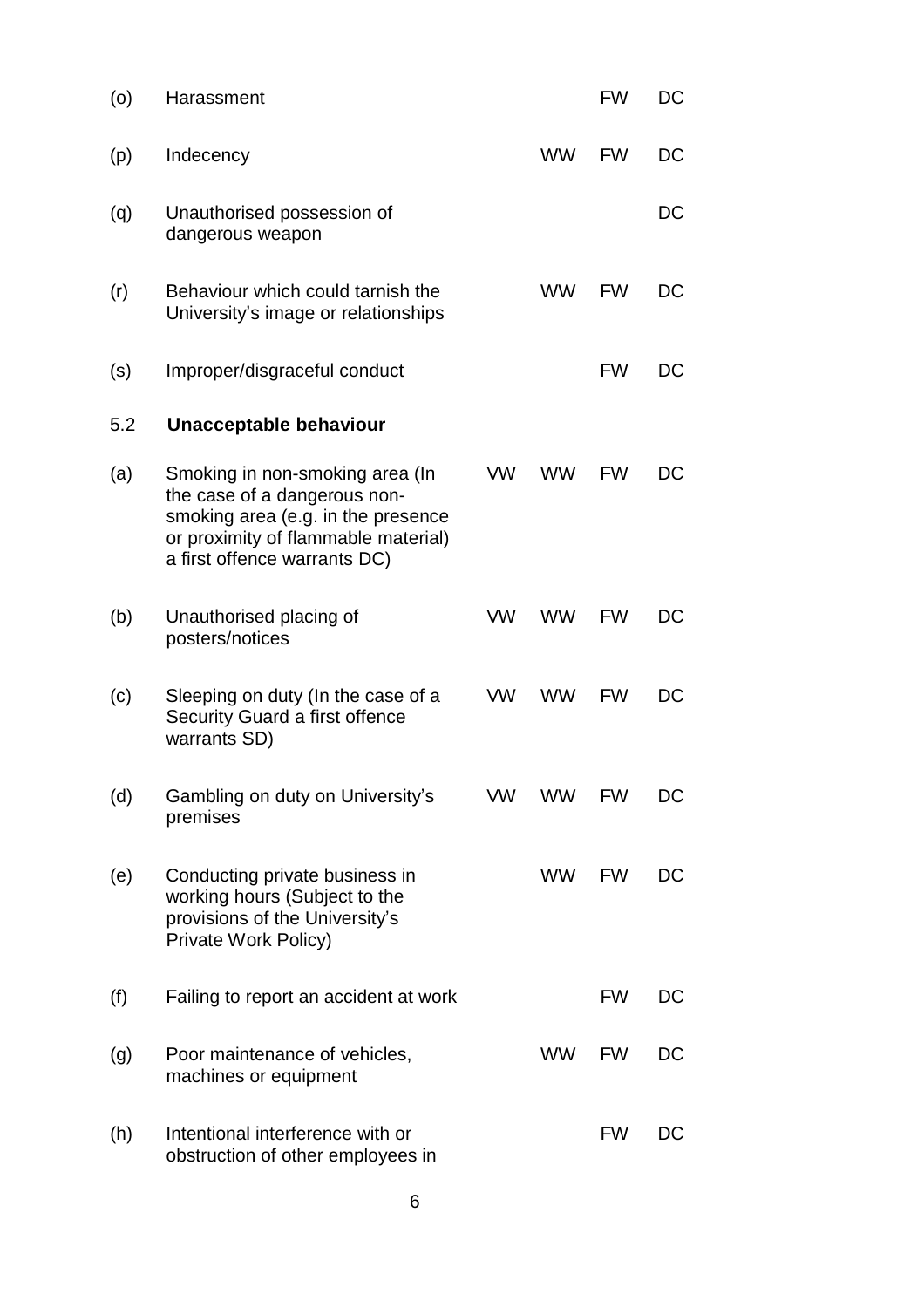| | | | | | |
|---|---|---|---|---|---|
| (o) | Harassment | | | FW | DC |
| (p) | Indecency | | WW | FW | DC |
| (q) | Unauthorised possession of dangerous weapon | | | | DC |
| (r) | Behaviour which could tarnish the University's image or relationships | | WW | FW | DC |
| (s) | Improper/disgraceful conduct | | | FW | DC |

5.2 **Unacceptable behaviour**

| | | | | | |
|---|---|---|---|---|---|
| (a) | Smoking in non-smoking area (In the case of a dangerous non-smoking area (e.g. in the presence or proximity of flammable material) a first offence warrants DC) | VW | WW | FW | DC |
| (b) | Unauthorised placing of posters/notices | VW | WW | FW | DC |
| (c) | Sleeping on duty (In the case of a Security Guard a first offence warrants SD) | VW | WW | FW | DC |
| (d) | Gambling on duty on University's premises | VW | WW | FW | DC |
| (e) | Conducting private business in working hours (Subject to the provisions of the University's Private Work Policy) | | WW | FW | DC |
| (f) | Failing to report an accident at work | | | FW | DC |
| (g) | Poor maintenance of vehicles, machines or equipment | | WW | FW | DC |
| (h) | Intentional interference with or obstruction of other employees in | | | FW | DC |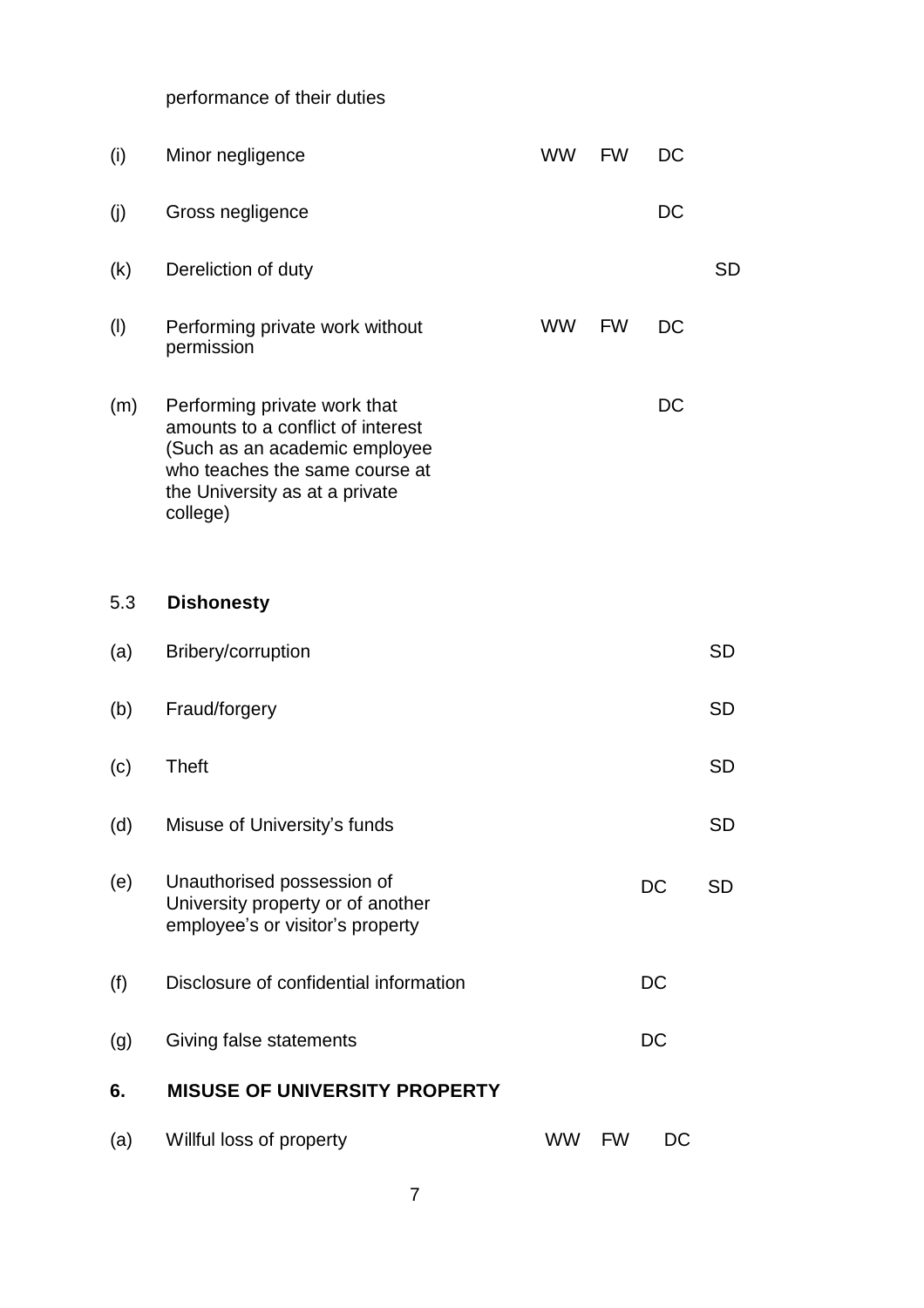| | | | | | |
|---|---|---|---|---|---|
| | performance of their duties | | | | |
| (i) | Minor negligence | WW | FW | DC | |
| (j) | Gross negligence | | | DC | |
| (k) | Dereliction of duty | | | | SD |
| (l) | Performing private work without permission | WW | FW | DC | |
| (m) | Performing private work that amounts to a conflict of interest (Such as an academic employee who teaches the same course at the University as at a private college) | | | DC | |

5.3 **Dishonesty**

| | | | | | |
|---|---|---|---|---|---|
| (a) | Bribery/corruption | | | | SD |
| (b) | Fraud/forgery | | | | SD |
| (c) | Theft | | | | SD |
| (d) | Misuse of University's funds | | | | SD |
| (e) | Unauthorised possession of University property or of another employee's or visitor's property | | | DC | SD |
| (f) | Disclosure of confidential information | | | DC | |
| (g) | Giving false statements | | | DC | |

## 6. MISUSE OF UNIVERSITY PROPERTY

| | | | | | |
|---|---|---|---|---|---|
| (a) | Willful loss of property | WW | FW | DC | |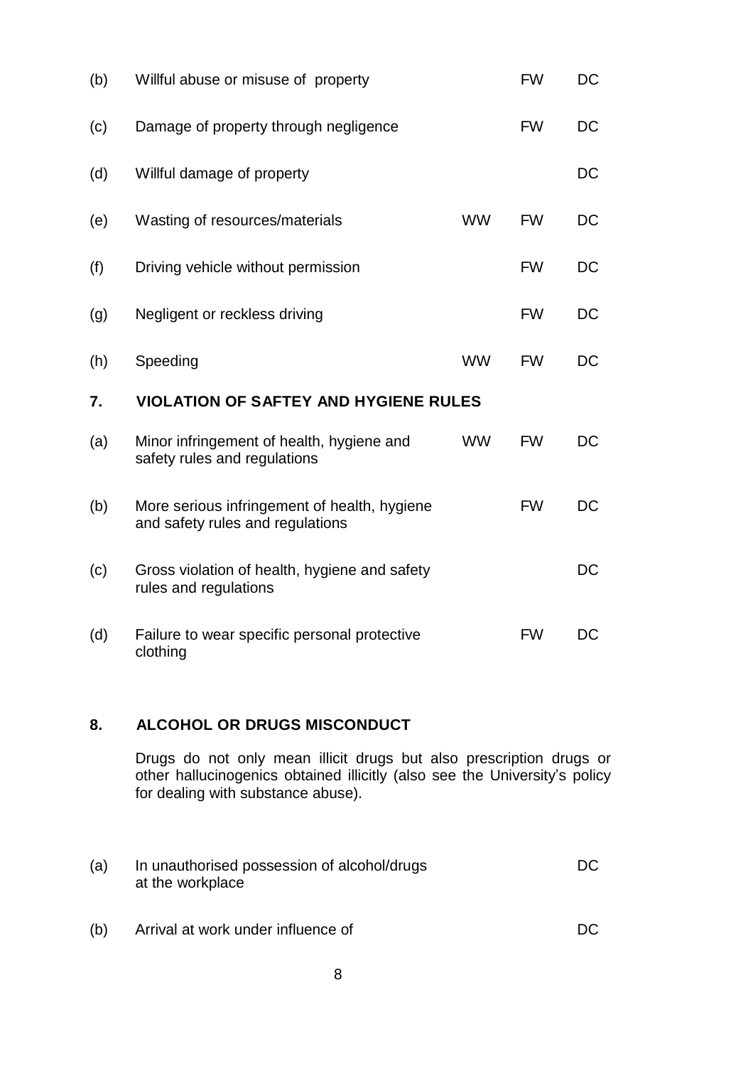| | | | | |
|---|---|---|---|---|
| (b) | Willful abuse or misuse of property | | FW | DC |
| (c) | Damage of property through negligence | | FW | DC |
| (d) | Willful damage of property | | | DC |
| (e) | Wasting of resources/materials | WW | FW | DC |
| (f) | Driving vehicle without permission | | FW | DC |
| (g) | Negligent or reckless driving | | FW | DC |
| (h) | Speeding | WW | FW | DC |

## 7. VIOLATION OF SAFTEY AND HYGIENE RULES

| | | | | |
|---|---|---|---|---|
| (a) | Minor infringement of health, hygiene and safety rules and regulations | WW | FW | DC |
| (b) | More serious infringement of health, hygiene and safety rules and regulations | | FW | DC |
| (c) | Gross violation of health, hygiene and safety rules and regulations | | | DC |
| (d) | Failure to wear specific personal protective clothing | | FW | DC |

## 8. ALCOHOL OR DRUGS MISCONDUCT

Drugs do not only mean illicit drugs but also prescription drugs or other hallucinogenics obtained illicitly (also see the University's policy for dealing with substance abuse).

| | | | | |
|---|---|---|---|---|
| (a) | In unauthorised possession of alcohol/drugs at the workplace | | | DC |
| (b) | Arrival at work under influence of | | | DC |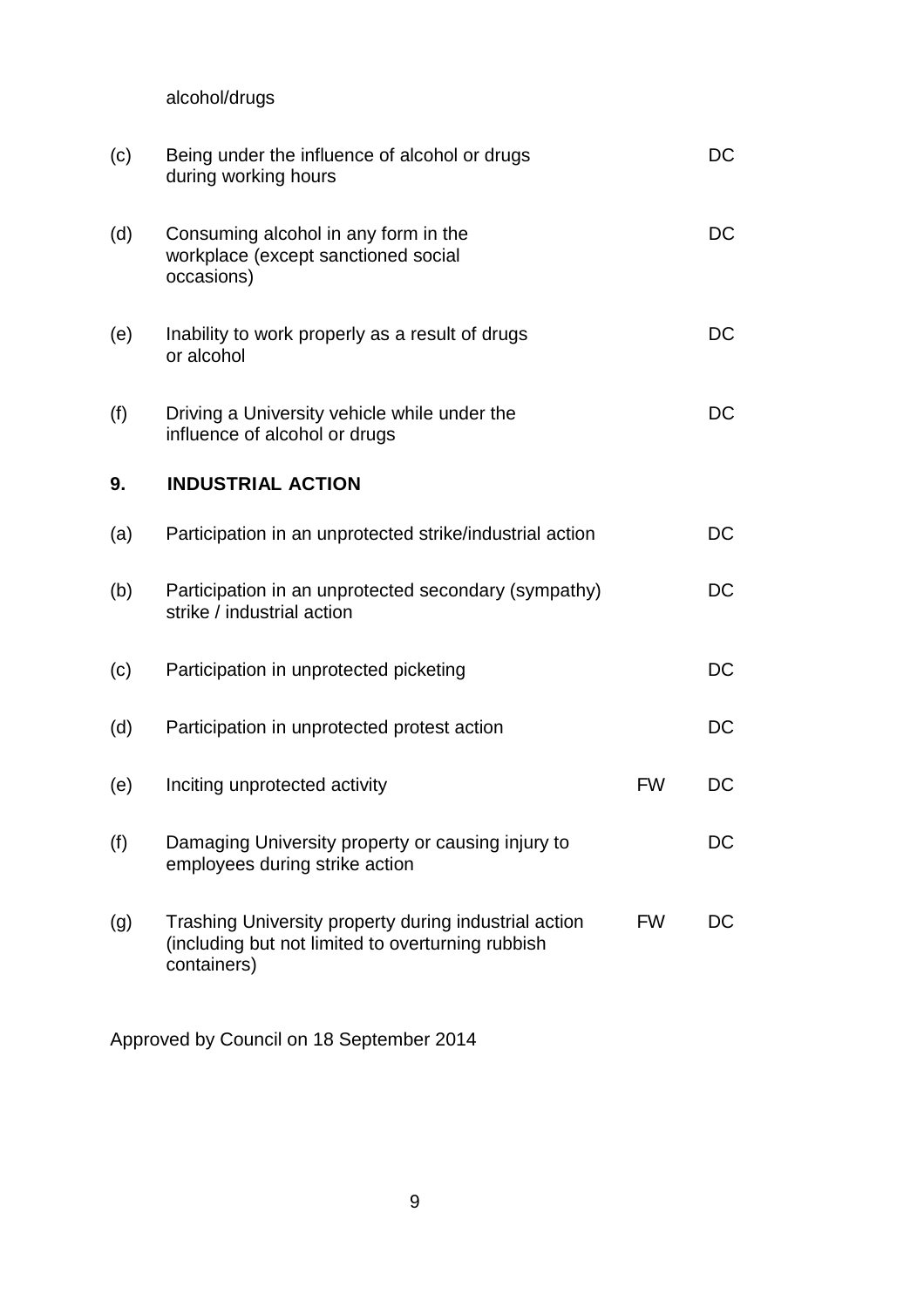alcohol/drugs

| | | | |
|---|---|---|---|
| (c) | Being under the influence of alcohol or drugs during working hours | | DC |
| (d) | Consuming alcohol in any form in the workplace (except sanctioned social occasions) | | DC |
| (e) | Inability to work properly as a result of drugs or alcohol | | DC |
| (f) | Driving a University vehicle while under the influence of alcohol or drugs | | DC |

## 9. INDUSTRIAL ACTION

| | | | |
|---|---|---|---|
| (a) | Participation in an unprotected strike/industrial action | | DC |
| (b) | Participation in an unprotected secondary (sympathy) strike / industrial action | | DC |
| (c) | Participation in unprotected picketing | | DC |
| (d) | Participation in unprotected protest action | | DC |
| (e) | Inciting unprotected activity | FW | DC |
| (f) | Damaging University property or causing injury to employees during strike action | | DC |
| (g) | Trashing University property during industrial action (including but not limited to overturning rubbish containers) | FW | DC |

Approved by Council on 18 September 2014